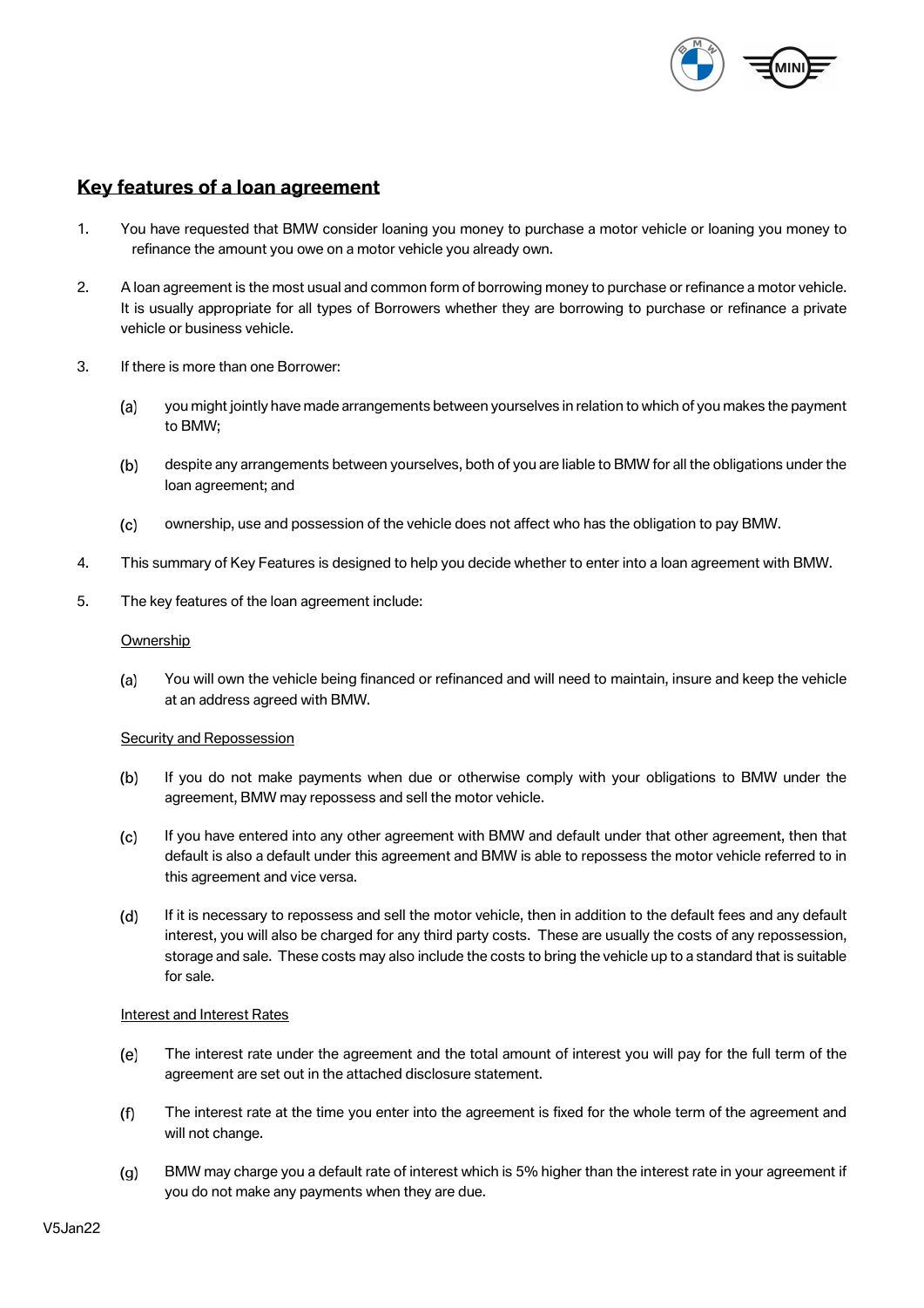# Key features of a loan agreement

1. You have requested that BMW consider loaning you money to purchase a motor vehicle or loaning you money to refinance the amount you owe on a motor vehicle you already own.

2. A loan agreement is the most usual and common form of borrowing money to purchase or refinance a motor vehicle. It is usually appropriate for all types of Borrowers whether they are borrowing to purchase or refinance a private vehicle or business vehicle.

3. If there is more than one Borrower:

   (a) you might jointly have made arrangements between yourselves in relation to which of you makes the payment to BMW;

   (b) despite any arrangements between yourselves, both of you are liable to BMW for all the obligations under the loan agreement; and

   (c) ownership, use and possession of the vehicle does not affect who has the obligation to pay BMW.

4. This summary of Key Features is designed to help you decide whether to enter into a loan agreement with BMW.

5. The key features of the loan agreement include:

   Ownership

   (a) You will own the vehicle being financed or refinanced and will need to maintain, insure and keep the vehicle at an address agreed with BMW.

   Security and Repossession

   (b) If you do not make payments when due or otherwise comply with your obligations to BMW under the agreement, BMW may repossess and sell the motor vehicle.

   (c) If you have entered into any other agreement with BMW and default under that other agreement, then that default is also a default under this agreement and BMW is able to repossess the motor vehicle referred to in this agreement and vice versa.

   (d) If it is necessary to repossess and sell the motor vehicle, then in addition to the default fees and any default interest, you will also be charged for any third party costs. These are usually the costs of any repossession, storage and sale. These costs may also include the costs to bring the vehicle up to a standard that is suitable for sale.

   Interest and Interest Rates

   (e) The interest rate under the agreement and the total amount of interest you will pay for the full term of the agreement are set out in the attached disclosure statement.

   (f) The interest rate at the time you enter into the agreement is fixed for the whole term of the agreement and will not change.

   (g) BMW may charge you a default rate of interest which is 5% higher than the interest rate in your agreement if you do not make any payments when they are due.

V5Jan22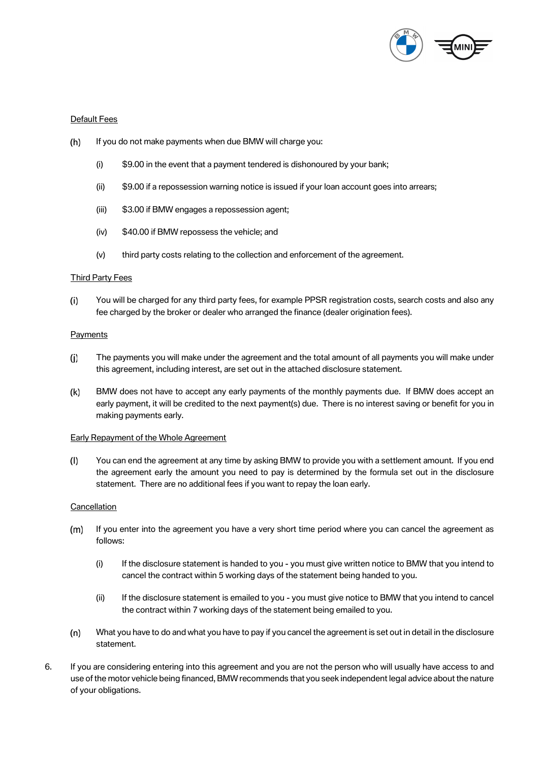<u>Default Fees</u>

(h) If you do not make payments when due BMW will charge you:

   (i) $9.00 in the event that a payment tendered is dishonoured by your bank;

   (ii) $9.00 if a repossession warning notice is issued if your loan account goes into arrears;

   (iii) $3.00 if BMW engages a repossession agent;

   (iv) $40.00 if BMW repossess the vehicle; and

   (v) third party costs relating to the collection and enforcement of the agreement.

<u>Third Party Fees</u>

(i) You will be charged for any third party fees, for example PPSR registration costs, search costs and also any fee charged by the broker or dealer who arranged the finance (dealer origination fees).

<u>Payments</u>

(j) The payments you will make under the agreement and the total amount of all payments you will make under this agreement, including interest, are set out in the attached disclosure statement.

(k) BMW does not have to accept any early payments of the monthly payments due. If BMW does accept an early payment, it will be credited to the next payment(s) due. There is no interest saving or benefit for you in making payments early.

<u>Early Repayment of the Whole Agreement</u>

(l) You can end the agreement at any time by asking BMW to provide you with a settlement amount. If you end the agreement early the amount you need to pay is determined by the formula set out in the disclosure statement. There are no additional fees if you want to repay the loan early.

<u>Cancellation</u>

(m) If you enter into the agreement you have a very short time period where you can cancel the agreement as follows:

   (i) If the disclosure statement is handed to you - you must give written notice to BMW that you intend to cancel the contract within 5 working days of the statement being handed to you.

   (ii) If the disclosure statement is emailed to you - you must give notice to BMW that you intend to cancel the contract within 7 working days of the statement being emailed to you.

(n) What you have to do and what you have to pay if you cancel the agreement is set out in detail in the disclosure statement.

6. If you are considering entering into this agreement and you are not the person who will usually have access to and use of the motor vehicle being financed, BMW recommends that you seek independent legal advice about the nature of your obligations.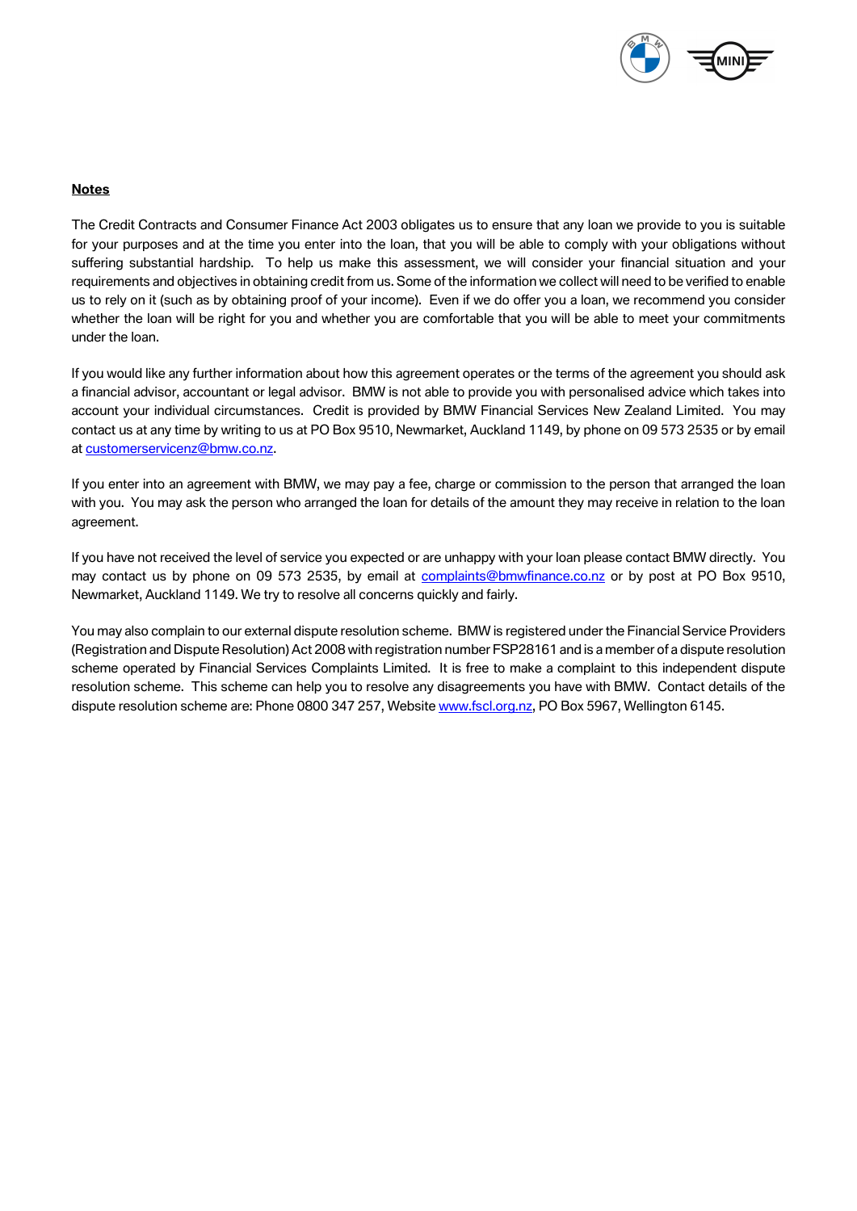**Notes**

The Credit Contracts and Consumer Finance Act 2003 obligates us to ensure that any loan we provide to you is suitable for your purposes and at the time you enter into the loan, that you will be able to comply with your obligations without suffering substantial hardship. To help us make this assessment, we will consider your financial situation and your requirements and objectives in obtaining credit from us. Some of the information we collect will need to be verified to enable us to rely on it (such as by obtaining proof of your income). Even if we do offer you a loan, we recommend you consider whether the loan will be right for you and whether you are comfortable that you will be able to meet your commitments under the loan.

If you would like any further information about how this agreement operates or the terms of the agreement you should ask a financial advisor, accountant or legal advisor. BMW is not able to provide you with personalised advice which takes into account your individual circumstances. Credit is provided by BMW Financial Services New Zealand Limited. You may contact us at any time by writing to us at PO Box 9510, Newmarket, Auckland 1149, by phone on 09 573 2535 or by email at customerservicenz@bmw.co.nz.

If you enter into an agreement with BMW, we may pay a fee, charge or commission to the person that arranged the loan with you. You may ask the person who arranged the loan for details of the amount they may receive in relation to the loan agreement.

If you have not received the level of service you expected or are unhappy with your loan please contact BMW directly. You may contact us by phone on 09 573 2535, by email at complaints@bmwfinance.co.nz or by post at PO Box 9510, Newmarket, Auckland 1149. We try to resolve all concerns quickly and fairly.

You may also complain to our external dispute resolution scheme. BMW is registered under the Financial Service Providers (Registration and Dispute Resolution) Act 2008 with registration number FSP28161 and is a member of a dispute resolution scheme operated by Financial Services Complaints Limited. It is free to make a complaint to this independent dispute resolution scheme. This scheme can help you to resolve any disagreements you have with BMW. Contact details of the dispute resolution scheme are: Phone 0800 347 257, Website www.fscl.org.nz, PO Box 5967, Wellington 6145.